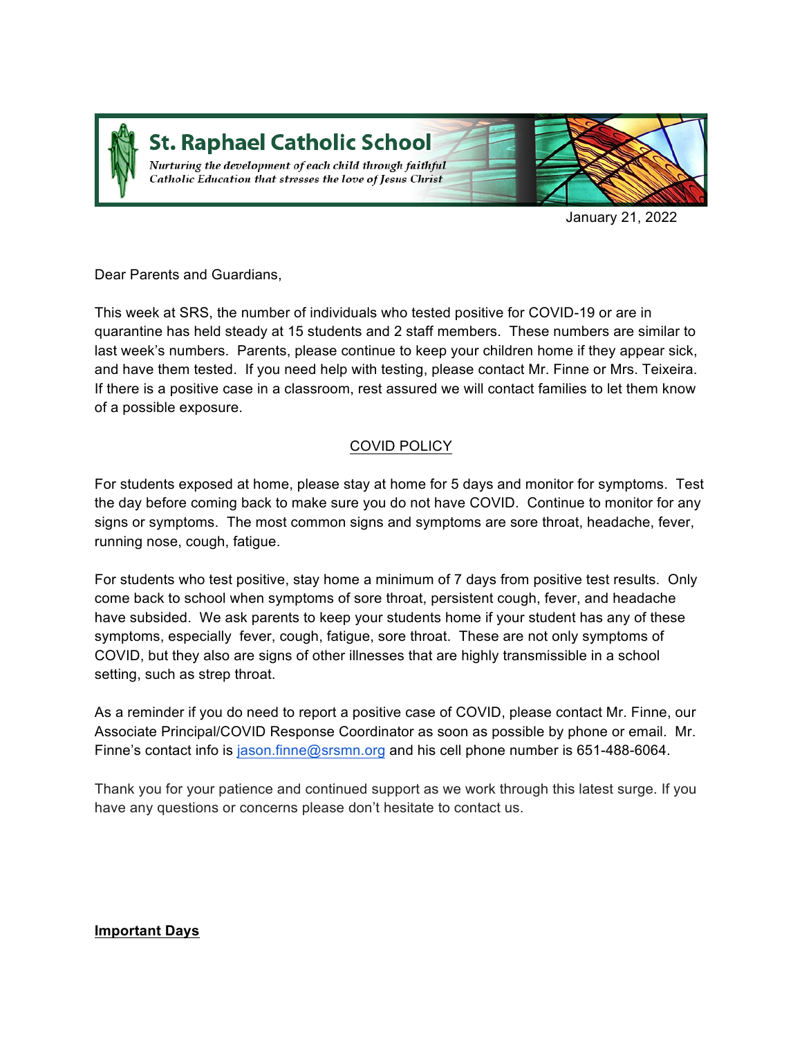# St. Raphael Catholic School

*Nurturing the development of each child through faithful Catholic Education that stresses the love of Jesus Christ*

January 21, 2022

Dear Parents and Guardians,

This week at SRS, the number of individuals who tested positive for COVID-19 or are in quarantine has held steady at 15 students and 2 staff members. These numbers are similar to last week's numbers. Parents, please continue to keep your children home if they appear sick, and have them tested. If you need help with testing, please contact Mr. Finne or Mrs. Teixeira. If there is a positive case in a classroom, rest assured we will contact families to let them know of a possible exposure.

## COVID POLICY

For students exposed at home, please stay at home for 5 days and monitor for symptoms. Test the day before coming back to make sure you do not have COVID. Continue to monitor for any signs or symptoms. The most common signs and symptoms are sore throat, headache, fever, running nose, cough, fatigue.

For students who test positive, stay home a minimum of 7 days from positive test results. Only come back to school when symptoms of sore throat, persistent cough, fever, and headache have subsided. We ask parents to keep your students home if your student has any of these symptoms, especially fever, cough, fatigue, sore throat. These are not only symptoms of COVID, but they also are signs of other illnesses that are highly transmissible in a school setting, such as strep throat.

As a reminder if you do need to report a positive case of COVID, please contact Mr. Finne, our Associate Principal/COVID Response Coordinator as soon as possible by phone or email. Mr. Finne's contact info is jason.finne@srsmn.org and his cell phone number is 651-488-6064.

Thank you for your patience and continued support as we work through this latest surge. If you have any questions or concerns please don't hesitate to contact us.

**Important Days**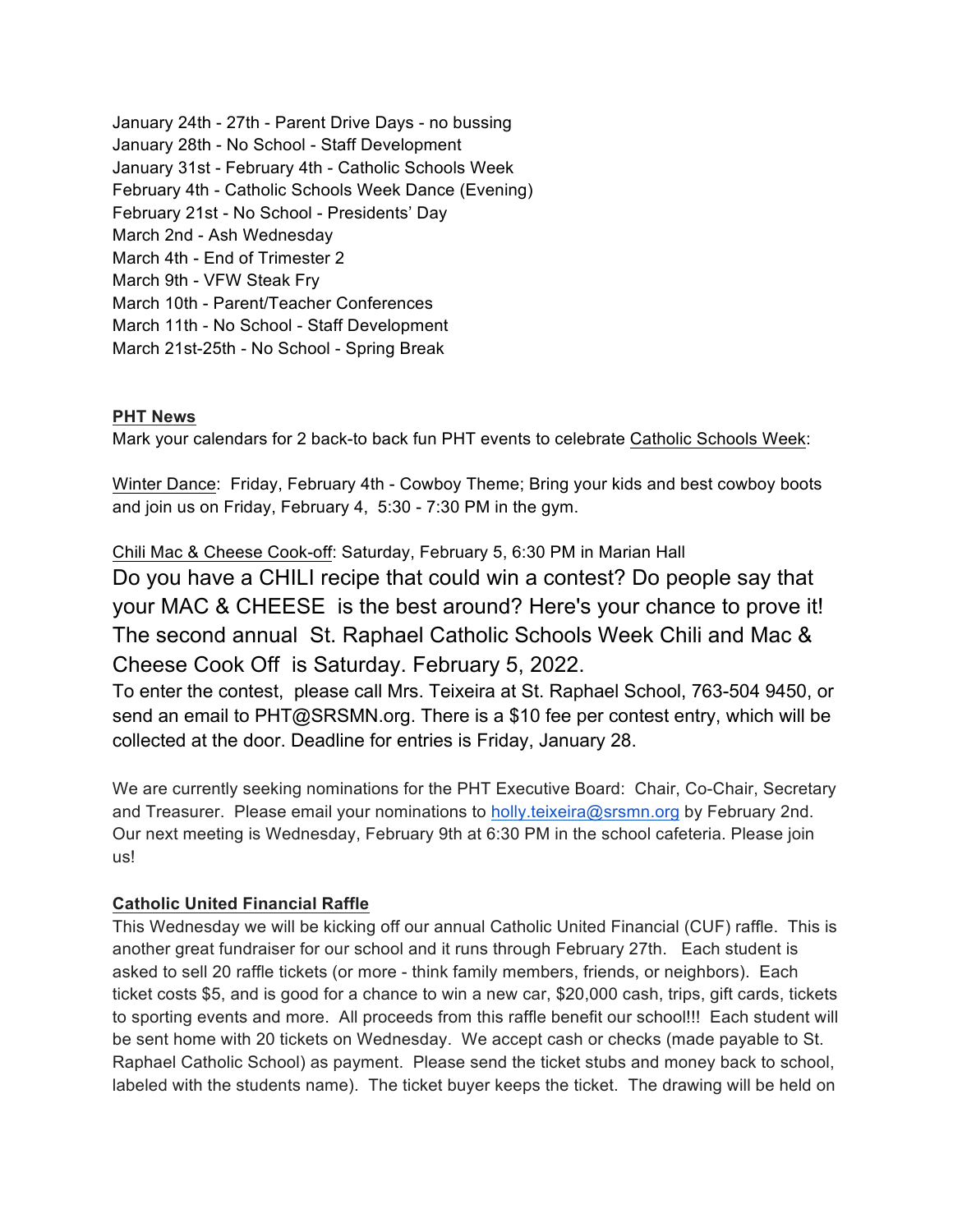January 24th - 27th - Parent Drive Days - no bussing
January 28th - No School - Staff Development
January 31st - February 4th - Catholic Schools Week
February 4th - Catholic Schools Week Dance (Evening)
February 21st - No School - Presidents' Day
March 2nd - Ash Wednesday
March 4th - End of Trimester 2
March 9th - VFW Steak Fry
March 10th - Parent/Teacher Conferences
March 11th - No School - Staff Development
March 21st-25th - No School - Spring Break

**PHT News**

Mark your calendars for 2 back-to back fun PHT events to celebrate Catholic Schools Week:

Winter Dance: Friday, February 4th - Cowboy Theme; Bring your kids and best cowboy boots and join us on Friday, February 4, 5:30 - 7:30 PM in the gym.

Chili Mac & Cheese Cook-off: Saturday, February 5, 6:30 PM in Marian Hall

Do you have a CHILI recipe that could win a contest? Do people say that your MAC & CHEESE is the best around? Here's your chance to prove it! The second annual St. Raphael Catholic Schools Week Chili and Mac & Cheese Cook Off is Saturday. February 5, 2022.

To enter the contest, please call Mrs. Teixeira at St. Raphael School, 763-504 9450, or send an email to PHT@SRSMN.org. There is a $10 fee per contest entry, which will be collected at the door. Deadline for entries is Friday, January 28.

We are currently seeking nominations for the PHT Executive Board: Chair, Co-Chair, Secretary and Treasurer. Please email your nominations to holly.teixeira@srsmn.org by February 2nd. Our next meeting is Wednesday, February 9th at 6:30 PM in the school cafeteria. Please join us!

**Catholic United Financial Raffle**

This Wednesday we will be kicking off our annual Catholic United Financial (CUF) raffle. This is another great fundraiser for our school and it runs through February 27th. Each student is asked to sell 20 raffle tickets (or more - think family members, friends, or neighbors). Each ticket costs $5, and is good for a chance to win a new car, $20,000 cash, trips, gift cards, tickets to sporting events and more. All proceeds from this raffle benefit our school!!! Each student will be sent home with 20 tickets on Wednesday. We accept cash or checks (made payable to St. Raphael Catholic School) as payment. Please send the ticket stubs and money back to school, labeled with the students name). The ticket buyer keeps the ticket. The drawing will be held on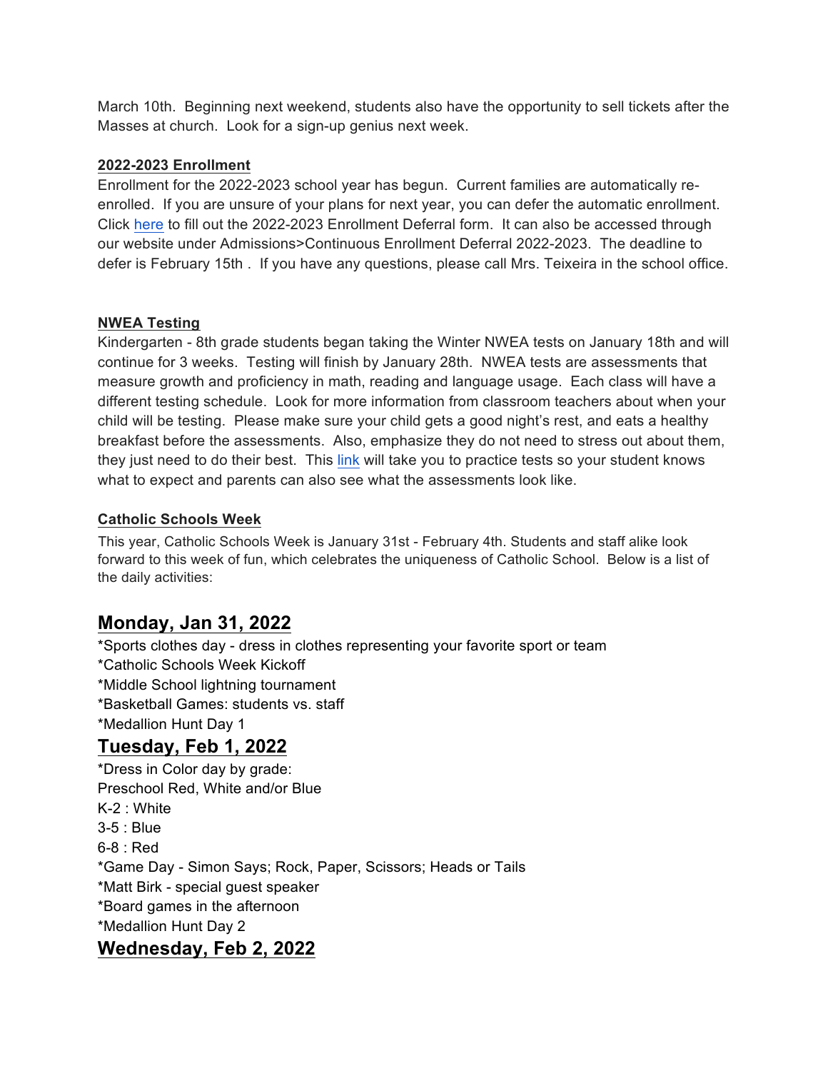March 10th. Beginning next weekend, students also have the opportunity to sell tickets after the Masses at church. Look for a sign-up genius next week.

**2022-2023 Enrollment**

Enrollment for the 2022-2023 school year has begun. Current families are automatically re-enrolled. If you are unsure of your plans for next year, you can defer the automatic enrollment. Click here to fill out the 2022-2023 Enrollment Deferral form. It can also be accessed through our website under Admissions>Continuous Enrollment Deferral 2022-2023. The deadline to defer is February 15th . If you have any questions, please call Mrs. Teixeira in the school office.

**NWEA Testing**

Kindergarten - 8th grade students began taking the Winter NWEA tests on January 18th and will continue for 3 weeks. Testing will finish by January 28th. NWEA tests are assessments that measure growth and proficiency in math, reading and language usage. Each class will have a different testing schedule. Look for more information from classroom teachers about when your child will be testing. Please make sure your child gets a good night's rest, and eats a healthy breakfast before the assessments. Also, emphasize they do not need to stress out about them, they just need to do their best. This link will take you to practice tests so your student knows what to expect and parents can also see what the assessments look like.

**Catholic Schools Week**

This year, Catholic Schools Week is January 31st - February 4th. Students and staff alike look forward to this week of fun, which celebrates the uniqueness of Catholic School. Below is a list of the daily activities:

## Monday, Jan 31, 2022

*Sports clothes day - dress in clothes representing your favorite sport or team
*Catholic Schools Week Kickoff
*Middle School lightning tournament
*Basketball Games: students vs. staff
*Medallion Hunt Day 1

## Tuesday, Feb 1, 2022

*Dress in Color day by grade:
Preschool Red, White and/or Blue
K-2 : White
3-5 : Blue
6-8 : Red
*Game Day - Simon Says; Rock, Paper, Scissors; Heads or Tails
*Matt Birk - special guest speaker
*Board games in the afternoon
*Medallion Hunt Day 2

## Wednesday, Feb 2, 2022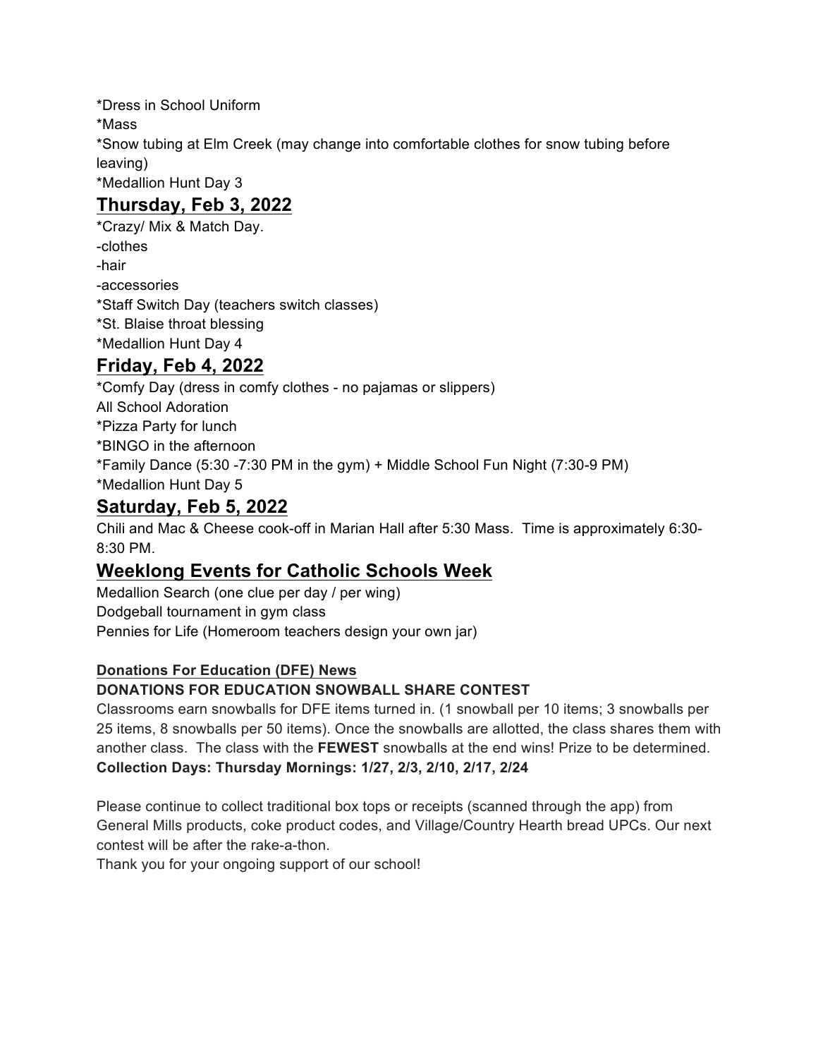*Dress in School Uniform
*Mass
*Snow tubing at Elm Creek (may change into comfortable clothes for snow tubing before leaving)
*Medallion Hunt Day 3

## Thursday, Feb 3, 2022

*Crazy/ Mix & Match Day.
-clothes
-hair
-accessories
*Staff Switch Day (teachers switch classes)
*St. Blaise throat blessing
*Medallion Hunt Day 4

## Friday, Feb 4, 2022

*Comfy Day (dress in comfy clothes - no pajamas or slippers)
All School Adoration
*Pizza Party for lunch
*BINGO in the afternoon
*Family Dance (5:30 -7:30 PM in the gym) + Middle School Fun Night (7:30-9 PM)
*Medallion Hunt Day 5

## Saturday, Feb 5, 2022

Chili and Mac & Cheese cook-off in Marian Hall after 5:30 Mass. Time is approximately 6:30-8:30 PM.

## Weeklong Events for Catholic Schools Week

Medallion Search (one clue per day / per wing)
Dodgeball tournament in gym class
Pennies for Life (Homeroom teachers design your own jar)

**Donations For Education (DFE) News**

**DONATIONS FOR EDUCATION SNOWBALL SHARE CONTEST**

Classrooms earn snowballs for DFE items turned in. (1 snowball per 10 items; 3 snowballs per 25 items, 8 snowballs per 50 items). Once the snowballs are allotted, the class shares them with another class. The class with the **FEWEST** snowballs at the end wins! Prize to be determined.
**Collection Days: Thursday Mornings: 1/27, 2/3, 2/10, 2/17, 2/24**

Please continue to collect traditional box tops or receipts (scanned through the app) from General Mills products, coke product codes, and Village/Country Hearth bread UPCs. Our next contest will be after the rake-a-thon.
Thank you for your ongoing support of our school!